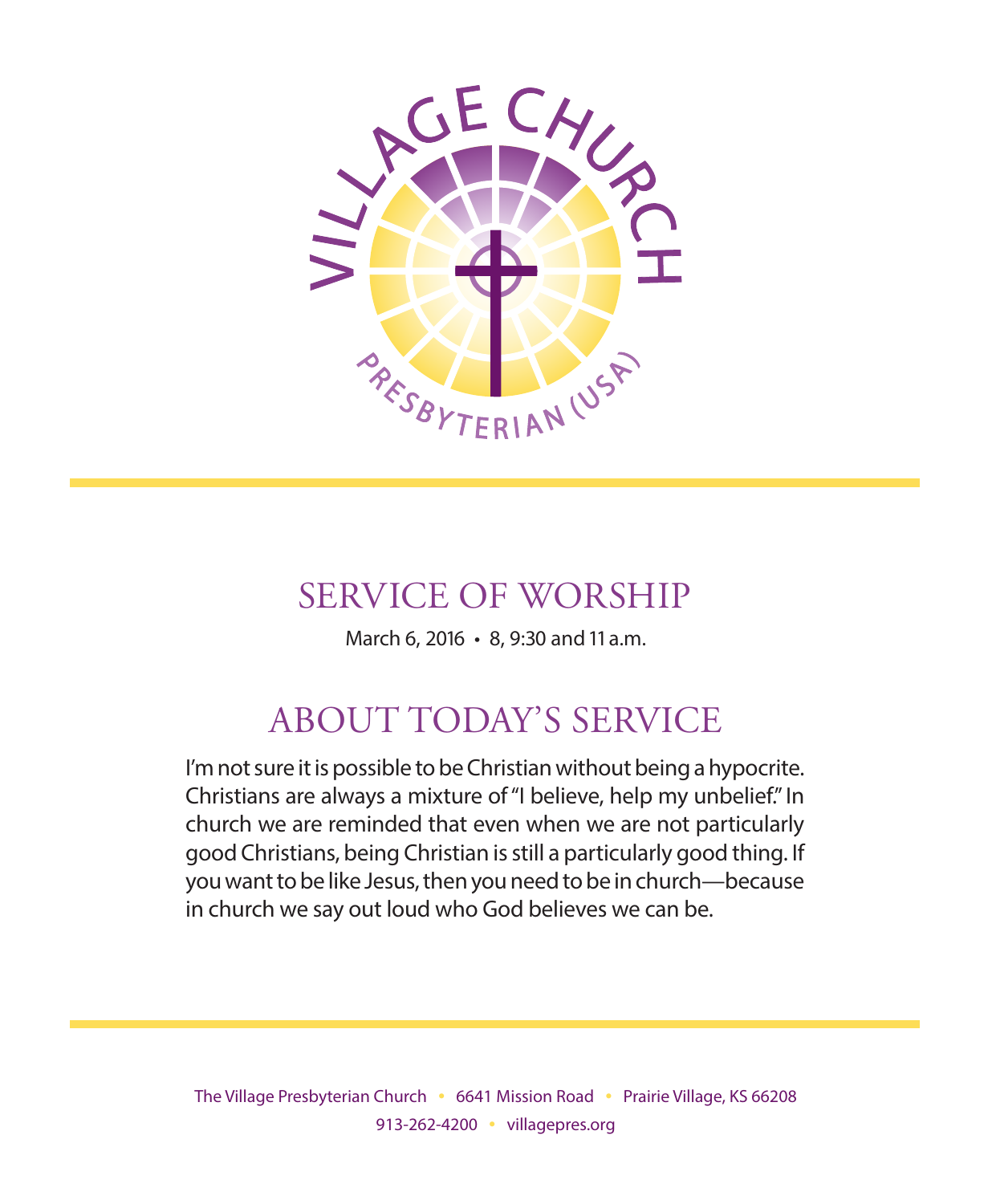VILLAGE CHURCH

PRESBYTERIAN (USA)

# SERVICE OF WORSHIP

March 6, 2016 • 8, 9:30 and 11 a.m.

## ABOUT TODAY'S SERVICE

I'm not sure it is possible to be Christian without being a hypocrite. Christians are always a mixture of "I believe, help my unbelief." In church we are reminded that even when we are not particularly good Christians, being Christian is still a particularly good thing. If you want to be like Jesus, then you need to be in church—because in church we say out loud who God believes we can be.

The Village Presbyterian Church • 6641 Mission Road • Prairie Village, KS 66208
913-262-4200 • villagepres.org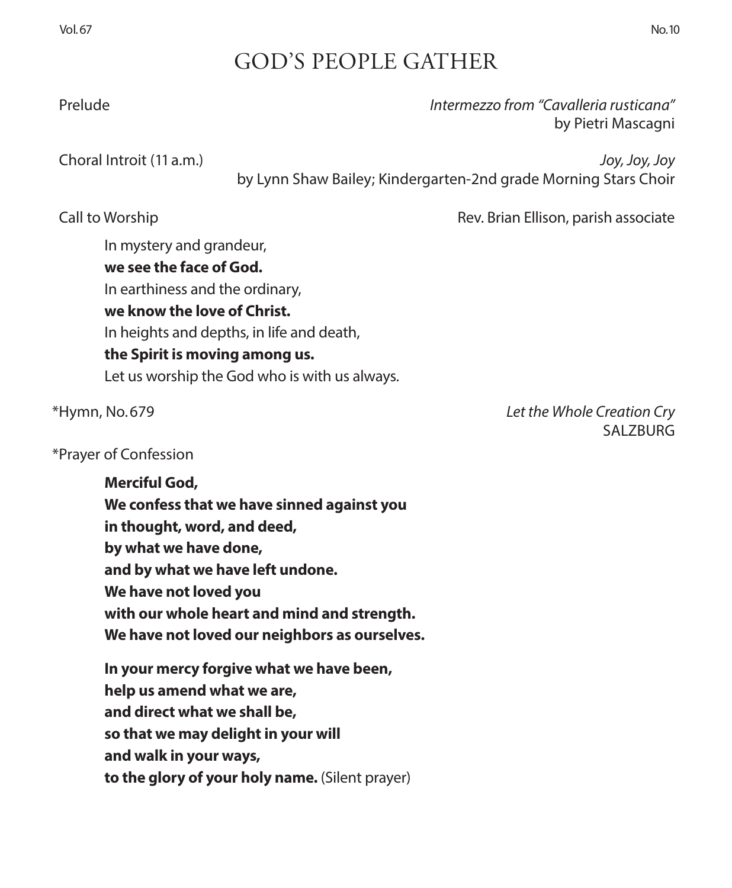# GOD'S PEOPLE GATHER

Prelude *Intermezzo from "Cavalleria rusticana"* by Pietri Mascagni

Choral Introit (11 a.m.) *Joy, Joy, Joy* by Lynn Shaw Bailey; Kindergarten-2nd grade Morning Stars Choir

Call to Worship Rev. Brian Ellison, parish associate

In mystery and grandeur,
**we see the face of God.**
In earthiness and the ordinary,
**we know the love of Christ.**
In heights and depths, in life and death,
**the Spirit is moving among us.**
Let us worship the God who is with us always.

*Hymn, No. 679 *Let the Whole Creation Cry* SALZBURG

*Prayer of Confession

**Merciful God,**
**We confess that we have sinned against you**
**in thought, word, and deed,**
**by what we have done,**
**and by what we have left undone.**
**We have not loved you**
**with our whole heart and mind and strength.**
**We have not loved our neighbors as ourselves.**

**In your mercy forgive what we have been,**
**help us amend what we are,**
**and direct what we shall be,**
**so that we may delight in your will**
**and walk in your ways,**
**to the glory of your holy name.** (Silent prayer)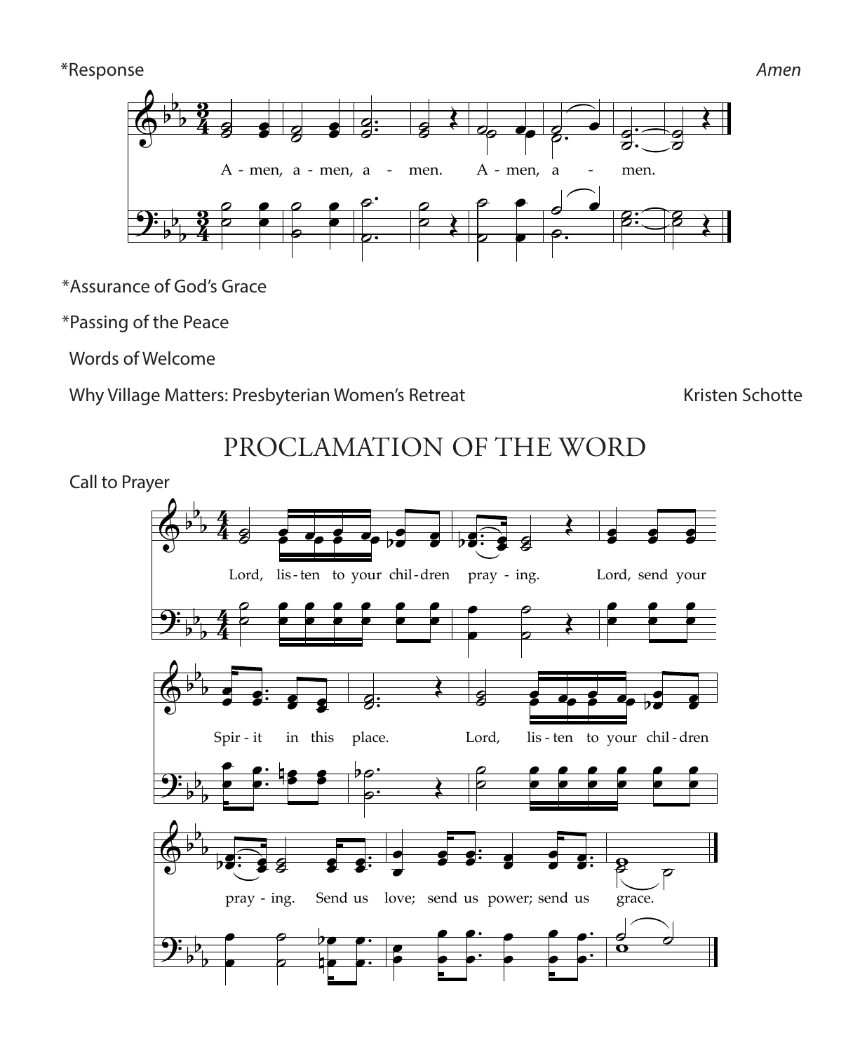*Response *Amen*

A - men, a - men, a - men. A - men, a - men.

*Assurance of God's Grace

*Passing of the Peace

Words of Welcome

Why Village Matters: Presbyterian Women's Retreat Kristen Schotte

# PROCLAMATION OF THE WORD

Call to Prayer

Lord, lis - ten to your chil - dren pray - ing. Lord, send your Spir - it in this place. Lord, lis - ten to your chil - dren pray - ing. Send us love; send us power; send us grace.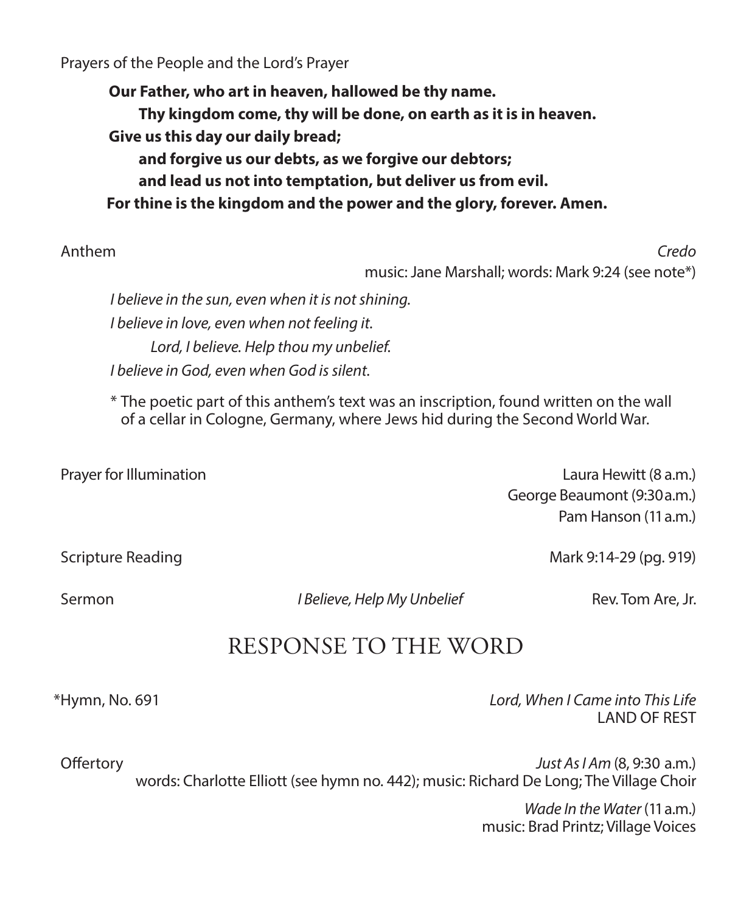Prayers of the People and the Lord's Prayer

> **Our Father, who art in heaven, hallowed be thy name.**
> **Thy kingdom come, thy will be done, on earth as it is in heaven.**
> **Give us this day our daily bread;**
> **and forgive us our debts, as we forgive our debtors;**
> **and lead us not into temptation, but deliver us from evil.**
> **For thine is the kingdom and the power and the glory, forever. Amen.**

Anthem — *Credo*
music: Jane Marshall; words: Mark 9:24 (see note*)

*I believe in the sun, even when it is not shining.*
*I believe in love, even when not feeling it.*
*Lord, I believe. Help thou my unbelief.*
*I believe in God, even when God is silent.*

* The poetic part of this anthem's text was an inscription, found written on the wall of a cellar in Cologne, Germany, where Jews hid during the Second World War.

Prayer for Illumination — Laura Hewitt (8 a.m.)
George Beaumont (9:30 a.m.)
Pam Hanson (11 a.m.)

Scripture Reading — Mark 9:14-29 (pg. 919)

Sermon — *I Believe, Help My Unbelief* — Rev. Tom Are, Jr.

## RESPONSE TO THE WORD

*Hymn, No. 691 — *Lord, When I Came into This Life*
LAND OF REST

Offertory — *Just As I Am* (8, 9:30 a.m.)
words: Charlotte Elliott (see hymn no. 442); music: Richard De Long; The Village Choir

*Wade In the Water* (11 a.m.)
music: Brad Printz; Village Voices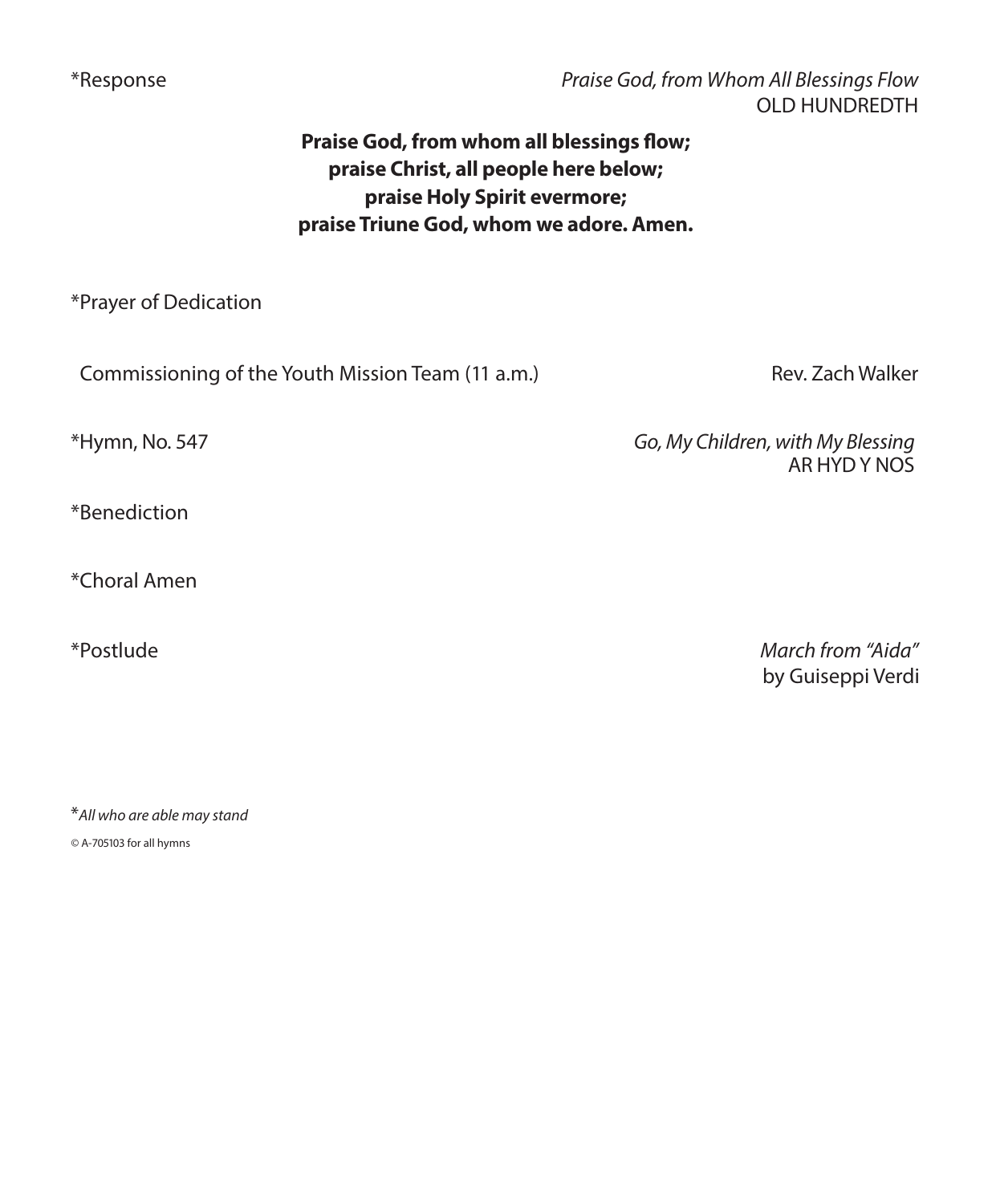*Response *Praise God, from Whom All Blessings Flow*
OLD HUNDREDTH

**Praise God, from whom all blessings flow;**
**praise Christ, all people here below;**
**praise Holy Spirit evermore;**
**praise Triune God, whom we adore. Amen.**

*Prayer of Dedication

Commissioning of the Youth Mission Team (11 a.m.) Rev. Zach Walker

*Hymn, No. 547 *Go, My Children, with My Blessing*
AR HYD Y NOS

*Benediction

*Choral Amen

*Postlude *March from "Aida"*
by Guiseppi Verdi

**All who are able may stand*

© A-705103 for all hymns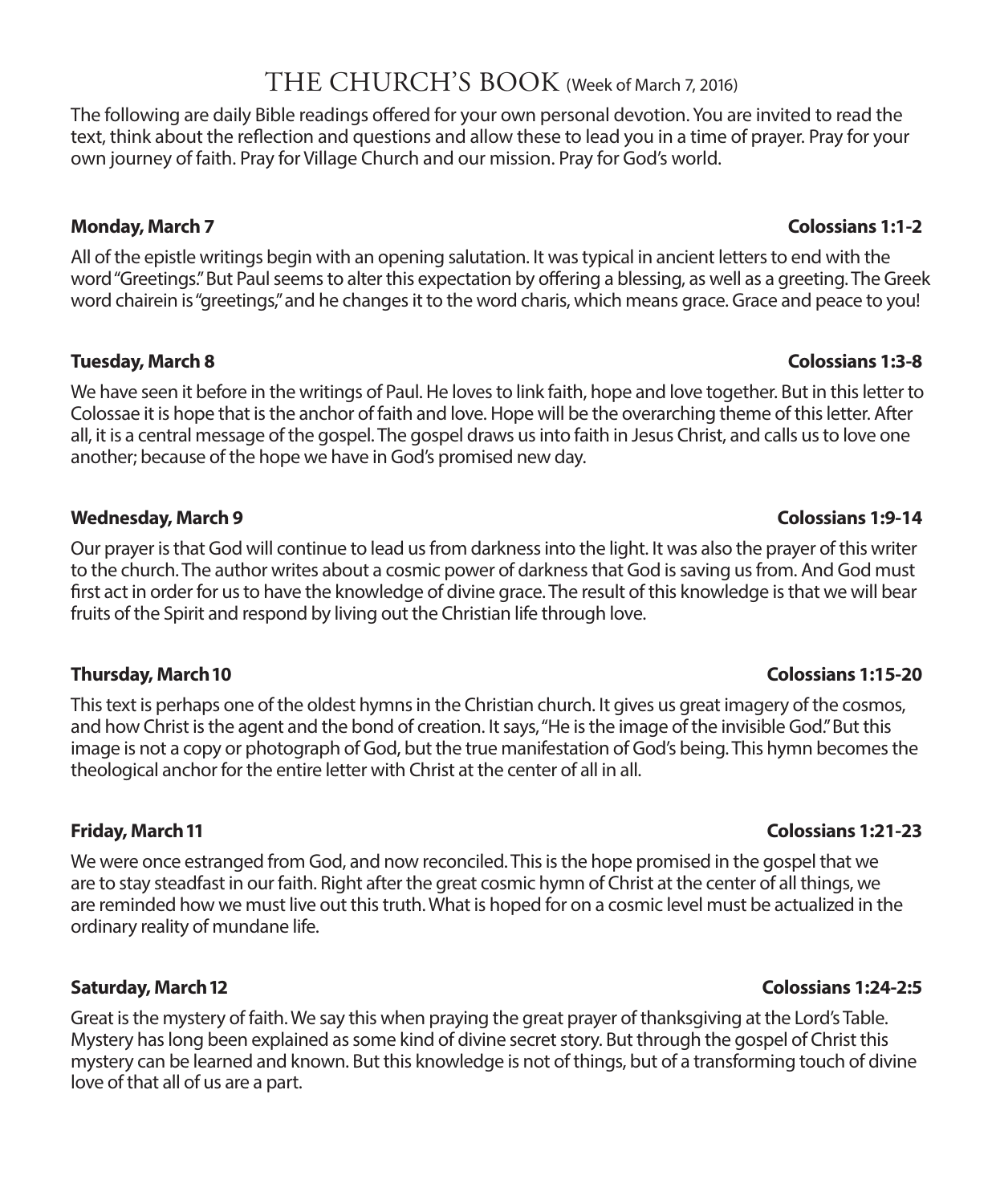# THE CHURCH'S BOOK (Week of March 7, 2016)

The following are daily Bible readings offered for your own personal devotion. You are invited to read the text, think about the reflection and questions and allow these to lead you in a time of prayer. Pray for your own journey of faith. Pray for Village Church and our mission. Pray for God's world.

**Monday, March 7** — **Colossians 1:1-2**

All of the epistle writings begin with an opening salutation. It was typical in ancient letters to end with the word "Greetings." But Paul seems to alter this expectation by offering a blessing, as well as a greeting. The Greek word chairein is "greetings," and he changes it to the word charis, which means grace. Grace and peace to you!

**Tuesday, March 8** — **Colossians 1:3-8**

We have seen it before in the writings of Paul. He loves to link faith, hope and love together. But in this letter to Colossae it is hope that is the anchor of faith and love. Hope will be the overarching theme of this letter. After all, it is a central message of the gospel. The gospel draws us into faith in Jesus Christ, and calls us to love one another; because of the hope we have in God's promised new day.

**Wednesday, March 9** — **Colossians 1:9-14**

Our prayer is that God will continue to lead us from darkness into the light. It was also the prayer of this writer to the church. The author writes about a cosmic power of darkness that God is saving us from. And God must first act in order for us to have the knowledge of divine grace. The result of this knowledge is that we will bear fruits of the Spirit and respond by living out the Christian life through love.

**Thursday, March 10** — **Colossians 1:15-20**

This text is perhaps one of the oldest hymns in the Christian church. It gives us great imagery of the cosmos, and how Christ is the agent and the bond of creation. It says, "He is the image of the invisible God." But this image is not a copy or photograph of God, but the true manifestation of God's being. This hymn becomes the theological anchor for the entire letter with Christ at the center of all in all.

**Friday, March 11** — **Colossians 1:21-23**

We were once estranged from God, and now reconciled. This is the hope promised in the gospel that we are to stay steadfast in our faith. Right after the great cosmic hymn of Christ at the center of all things, we are reminded how we must live out this truth. What is hoped for on a cosmic level must be actualized in the ordinary reality of mundane life.

**Saturday, March 12** — **Colossians 1:24-2:5**

Great is the mystery of faith. We say this when praying the great prayer of thanksgiving at the Lord's Table. Mystery has long been explained as some kind of divine secret story. But through the gospel of Christ this mystery can be learned and known. But this knowledge is not of things, but of a transforming touch of divine love of that all of us are a part.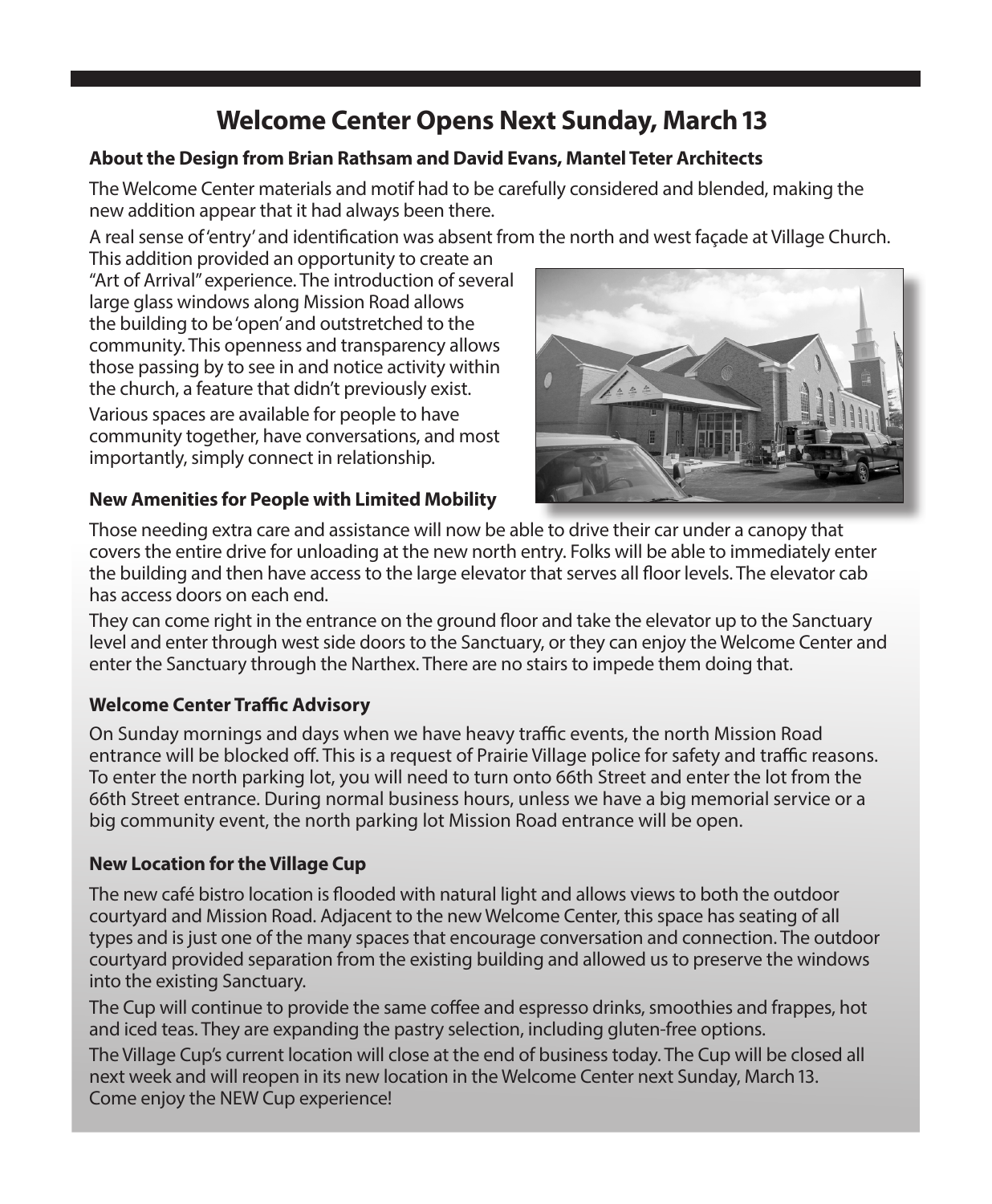# Welcome Center Opens Next Sunday, March 13

### About the Design from Brian Rathsam and David Evans, Mantel Teter Architects

The Welcome Center materials and motif had to be carefully considered and blended, making the new addition appear that it had always been there.

A real sense of 'entry' and identification was absent from the north and west façade at Village Church. This addition provided an opportunity to create an "Art of Arrival" experience. The introduction of several large glass windows along Mission Road allows the building to be 'open' and outstretched to the community. This openness and transparency allows those passing by to see in and notice activity within the church, a feature that didn't previously exist.

Various spaces are available for people to have community together, have conversations, and most importantly, simply connect in relationship.

### New Amenities for People with Limited Mobility

Those needing extra care and assistance will now be able to drive their car under a canopy that covers the entire drive for unloading at the new north entry. Folks will be able to immediately enter the building and then have access to the large elevator that serves all floor levels. The elevator cab has access doors on each end.

They can come right in the entrance on the ground floor and take the elevator up to the Sanctuary level and enter through west side doors to the Sanctuary, or they can enjoy the Welcome Center and enter the Sanctuary through the Narthex. There are no stairs to impede them doing that.

### Welcome Center Traffic Advisory

On Sunday mornings and days when we have heavy traffic events, the north Mission Road entrance will be blocked off. This is a request of Prairie Village police for safety and traffic reasons. To enter the north parking lot, you will need to turn onto 66th Street and enter the lot from the 66th Street entrance. During normal business hours, unless we have a big memorial service or a big community event, the north parking lot Mission Road entrance will be open.

### New Location for the Village Cup

The new café bistro location is flooded with natural light and allows views to both the outdoor courtyard and Mission Road. Adjacent to the new Welcome Center, this space has seating of all types and is just one of the many spaces that encourage conversation and connection. The outdoor courtyard provided separation from the existing building and allowed us to preserve the windows into the existing Sanctuary.

The Cup will continue to provide the same coffee and espresso drinks, smoothies and frappes, hot and iced teas. They are expanding the pastry selection, including gluten-free options.

The Village Cup's current location will close at the end of business today. The Cup will be closed all next week and will reopen in its new location in the Welcome Center next Sunday, March 13. Come enjoy the NEW Cup experience!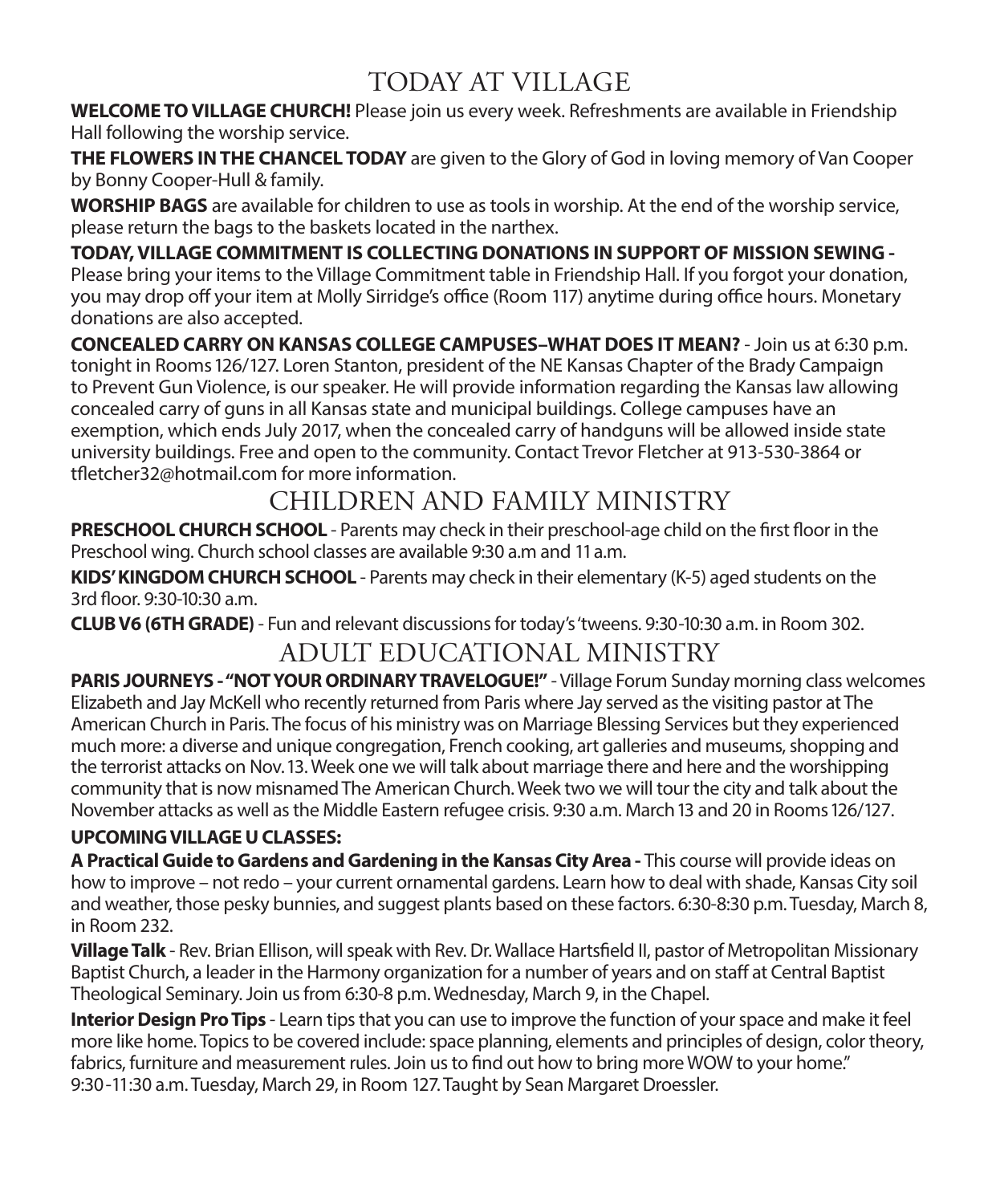## TODAY AT VILLAGE

**WELCOME TO VILLAGE CHURCH!** Please join us every week. Refreshments are available in Friendship Hall following the worship service.

**THE FLOWERS IN THE CHANCEL TODAY** are given to the Glory of God in loving memory of Van Cooper by Bonny Cooper-Hull & family.

**WORSHIP BAGS** are available for children to use as tools in worship. At the end of the worship service, please return the bags to the baskets located in the narthex.

**TODAY, VILLAGE COMMITMENT IS COLLECTING DONATIONS IN SUPPORT OF MISSION SEWING -** Please bring your items to the Village Commitment table in Friendship Hall. If you forgot your donation, you may drop off your item at Molly Sirridge's office (Room 117) anytime during office hours. Monetary donations are also accepted.

**CONCEALED CARRY ON KANSAS COLLEGE CAMPUSES–WHAT DOES IT MEAN?** - Join us at 6:30 p.m. tonight in Rooms 126/127. Loren Stanton, president of the NE Kansas Chapter of the Brady Campaign to Prevent Gun Violence, is our speaker. He will provide information regarding the Kansas law allowing concealed carry of guns in all Kansas state and municipal buildings. College campuses have an exemption, which ends July 2017, when the concealed carry of handguns will be allowed inside state university buildings. Free and open to the community. Contact Trevor Fletcher at 913-530-3864 or tfletcher32@hotmail.com for more information.

## CHILDREN AND FAMILY MINISTRY

**PRESCHOOL CHURCH SCHOOL** - Parents may check in their preschool-age child on the first floor in the Preschool wing. Church school classes are available 9:30 a.m and 11 a.m.

**KIDS' KINGDOM CHURCH SCHOOL** - Parents may check in their elementary (K-5) aged students on the 3rd floor. 9:30-10:30 a.m.

**CLUB V6 (6TH GRADE)** - Fun and relevant discussions for today's 'tweens. 9:30-10:30 a.m. in Room 302.

## ADULT EDUCATIONAL MINISTRY

**PARIS JOURNEYS - "NOT YOUR ORDINARY TRAVELOGUE!"** - Village Forum Sunday morning class welcomes Elizabeth and Jay McKell who recently returned from Paris where Jay served as the visiting pastor at The American Church in Paris. The focus of his ministry was on Marriage Blessing Services but they experienced much more: a diverse and unique congregation, French cooking, art galleries and museums, shopping and the terrorist attacks on Nov. 13. Week one we will talk about marriage there and here and the worshipping community that is now misnamed The American Church. Week two we will tour the city and talk about the November attacks as well as the Middle Eastern refugee crisis. 9:30 a.m. March 13 and 20 in Rooms 126/127.

**UPCOMING VILLAGE U CLASSES:**

**A Practical Guide to Gardens and Gardening in the Kansas City Area -** This course will provide ideas on how to improve – not redo – your current ornamental gardens. Learn how to deal with shade, Kansas City soil and weather, those pesky bunnies, and suggest plants based on these factors. 6:30-8:30 p.m. Tuesday, March 8, in Room 232.

**Village Talk** - Rev. Brian Ellison, will speak with Rev. Dr. Wallace Hartsfield II, pastor of Metropolitan Missionary Baptist Church, a leader in the Harmony organization for a number of years and on staff at Central Baptist Theological Seminary. Join us from 6:30-8 p.m. Wednesday, March 9, in the Chapel.

**Interior Design Pro Tips** - Learn tips that you can use to improve the function of your space and make it feel more like home. Topics to be covered include: space planning, elements and principles of design, color theory, fabrics, furniture and measurement rules. Join us to find out how to bring more WOW to your home." 9:30-11:30 a.m. Tuesday, March 29, in Room 127. Taught by Sean Margaret Droessler.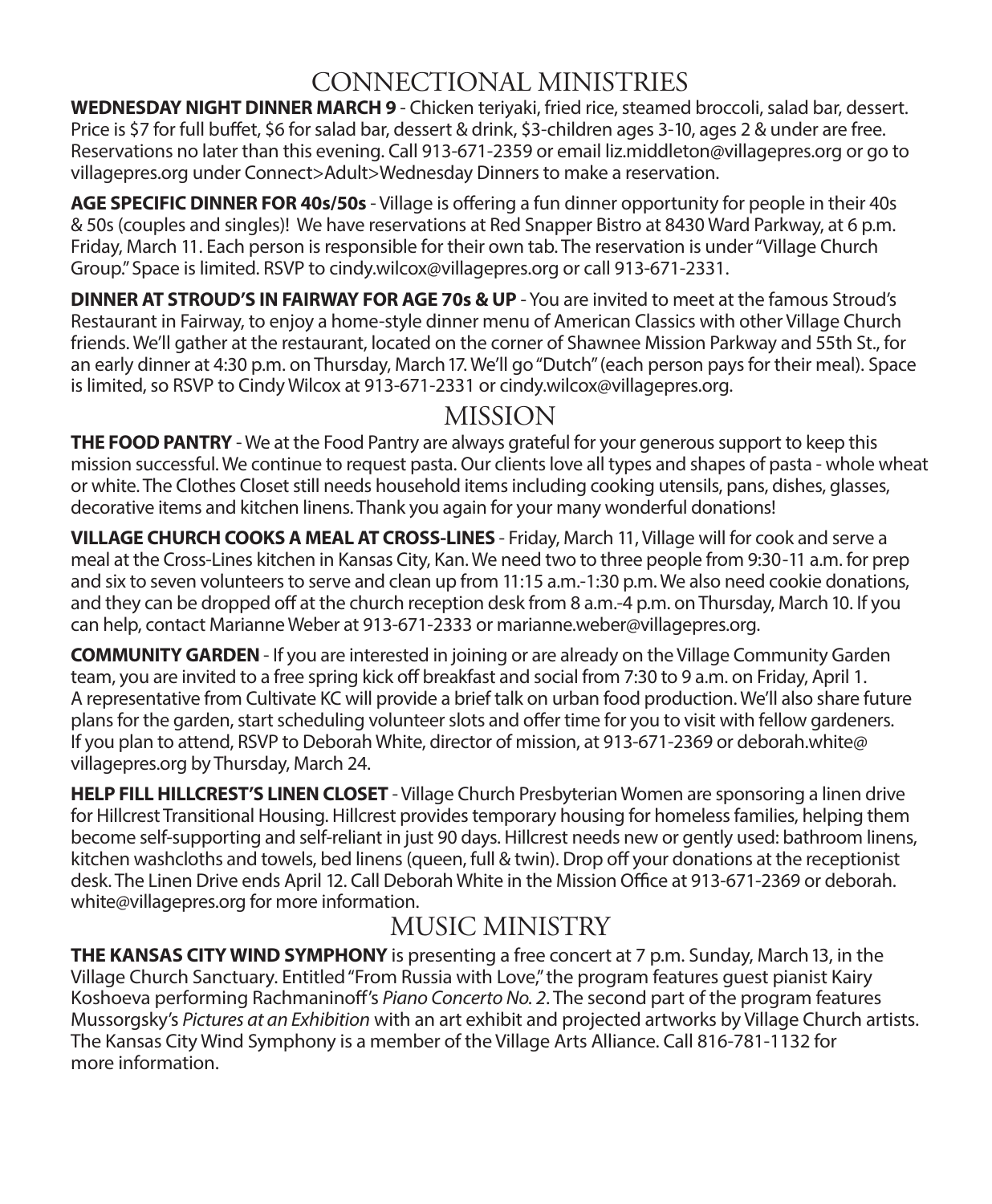## CONNECTIONAL MINISTRIES

**WEDNESDAY NIGHT DINNER MARCH 9** - Chicken teriyaki, fried rice, steamed broccoli, salad bar, dessert. Price is $7 for full buffet, $6 for salad bar, dessert & drink, $3-children ages 3-10, ages 2 & under are free. Reservations no later than this evening. Call 913-671-2359 or email liz.middleton@villagepres.org or go to villagepres.org under Connect>Adult>Wednesday Dinners to make a reservation.

**AGE SPECIFIC DINNER FOR 40s/50s** - Village is offering a fun dinner opportunity for people in their 40s & 50s (couples and singles)! We have reservations at Red Snapper Bistro at 8430 Ward Parkway, at 6 p.m. Friday, March 11. Each person is responsible for their own tab. The reservation is under "Village Church Group." Space is limited. RSVP to cindy.wilcox@villagepres.org or call 913-671-2331.

**DINNER AT STROUD'S IN FAIRWAY FOR AGE 70s & UP** - You are invited to meet at the famous Stroud's Restaurant in Fairway, to enjoy a home-style dinner menu of American Classics with other Village Church friends. We'll gather at the restaurant, located on the corner of Shawnee Mission Parkway and 55th St., for an early dinner at 4:30 p.m. on Thursday, March 17. We'll go "Dutch" (each person pays for their meal). Space is limited, so RSVP to Cindy Wilcox at 913-671-2331 or cindy.wilcox@villagepres.org.

## MISSION

**THE FOOD PANTRY** - We at the Food Pantry are always grateful for your generous support to keep this mission successful. We continue to request pasta. Our clients love all types and shapes of pasta - whole wheat or white. The Clothes Closet still needs household items including cooking utensils, pans, dishes, glasses, decorative items and kitchen linens. Thank you again for your many wonderful donations!

**VILLAGE CHURCH COOKS A MEAL AT CROSS-LINES** - Friday, March 11, Village will for cook and serve a meal at the Cross-Lines kitchen in Kansas City, Kan. We need two to three people from 9:30-11 a.m. for prep and six to seven volunteers to serve and clean up from 11:15 a.m.-1:30 p.m. We also need cookie donations, and they can be dropped off at the church reception desk from 8 a.m.-4 p.m. on Thursday, March 10. If you can help, contact Marianne Weber at 913-671-2333 or marianne.weber@villagepres.org.

**COMMUNITY GARDEN** - If you are interested in joining or are already on the Village Community Garden team, you are invited to a free spring kick off breakfast and social from 7:30 to 9 a.m. on Friday, April 1. A representative from Cultivate KC will provide a brief talk on urban food production. We'll also share future plans for the garden, start scheduling volunteer slots and offer time for you to visit with fellow gardeners. If you plan to attend, RSVP to Deborah White, director of mission, at 913-671-2369 or deborah.white@villagepres.org by Thursday, March 24.

**HELP FILL HILLCREST'S LINEN CLOSET** - Village Church Presbyterian Women are sponsoring a linen drive for Hillcrest Transitional Housing. Hillcrest provides temporary housing for homeless families, helping them become self-supporting and self-reliant in just 90 days. Hillcrest needs new or gently used: bathroom linens, kitchen washcloths and towels, bed linens (queen, full & twin). Drop off your donations at the receptionist desk. The Linen Drive ends April 12. Call Deborah White in the Mission Office at 913-671-2369 or deborah.white@villagepres.org for more information.

## MUSIC MINISTRY

**THE KANSAS CITY WIND SYMPHONY** is presenting a free concert at 7 p.m. Sunday, March 13, in the Village Church Sanctuary. Entitled "From Russia with Love," the program features guest pianist Kairy Koshoeva performing Rachmaninoff's *Piano Concerto No. 2*. The second part of the program features Mussorgsky's *Pictures at an Exhibition* with an art exhibit and projected artworks by Village Church artists. The Kansas City Wind Symphony is a member of the Village Arts Alliance. Call 816-781-1132 for more information.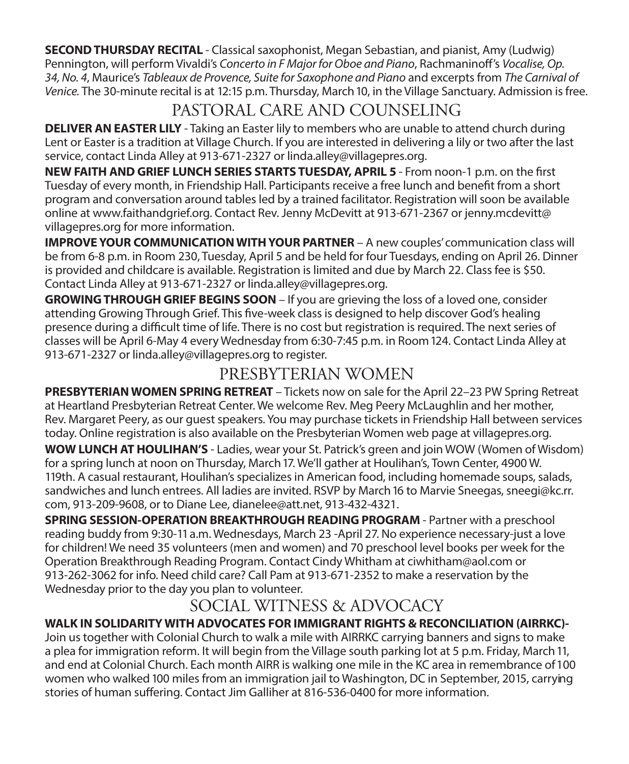**SECOND THURSDAY RECITAL** - Classical saxophonist, Megan Sebastian, and pianist, Amy (Ludwig) Pennington, will perform Vivaldi's *Concerto in F Major for Oboe and Piano*, Rachmaninoff's *Vocalise, Op. 34, No. 4*, Maurice's *Tableaux de Provence, Suite for Saxophone and Piano* and excerpts from *The Carnival of Venice.* The 30-minute recital is at 12:15 p.m. Thursday, March 10, in the Village Sanctuary. Admission is free.

## PASTORAL CARE AND COUNSELING

**DELIVER AN EASTER LILY** - Taking an Easter lily to members who are unable to attend church during Lent or Easter is a tradition at Village Church. If you are interested in delivering a lily or two after the last service, contact Linda Alley at 913-671-2327 or linda.alley@villagepres.org.

**NEW FAITH AND GRIEF LUNCH SERIES STARTS TUESDAY, APRIL 5** - From noon-1 p.m. on the first Tuesday of every month, in Friendship Hall. Participants receive a free lunch and benefit from a short program and conversation around tables led by a trained facilitator. Registration will soon be available online at www.faithandgrief.org. Contact Rev. Jenny McDevitt at 913-671-2367 or jenny.mcdevitt@villagepres.org for more information.

**IMPROVE YOUR COMMUNICATION WITH YOUR PARTNER** – A new couples' communication class will be from 6-8 p.m. in Room 230, Tuesday, April 5 and be held for four Tuesdays, ending on April 26. Dinner is provided and childcare is available. Registration is limited and due by March 22. Class fee is $50. Contact Linda Alley at 913-671-2327 or linda.alley@villagepres.org.

**GROWING THROUGH GRIEF BEGINS SOON** – If you are grieving the loss of a loved one, consider attending Growing Through Grief. This five-week class is designed to help discover God's healing presence during a difficult time of life. There is no cost but registration is required. The next series of classes will be April 6-May 4 every Wednesday from 6:30-7:45 p.m. in Room 124. Contact Linda Alley at 913-671-2327 or linda.alley@villagepres.org to register.

## PRESBYTERIAN WOMEN

**PRESBYTERIAN WOMEN SPRING RETREAT** – Tickets now on sale for the April 22–23 PW Spring Retreat at Heartland Presbyterian Retreat Center. We welcome Rev. Meg Peery McLaughlin and her mother, Rev. Margaret Peery, as our guest speakers. You may purchase tickets in Friendship Hall between services today. Online registration is also available on the Presbyterian Women web page at villagepres.org.

**WOW LUNCH AT HOULIHAN'S** - Ladies, wear your St. Patrick's green and join WOW (Women of Wisdom) for a spring lunch at noon on Thursday, March 17. We'll gather at Houlihan's, Town Center, 4900 W. 119th. A casual restaurant, Houlihan's specializes in American food, including homemade soups, salads, sandwiches and lunch entrees. All ladies are invited. RSVP by March 16 to Marvie Sneegas, sneegi@kc.rr.com, 913-209-9608, or to Diane Lee, dianelee@att.net, 913-432-4321.

**SPRING SESSION-OPERATION BREAKTHROUGH READING PROGRAM** - Partner with a preschool reading buddy from 9:30-11 a.m. Wednesdays, March 23 -April 27. No experience necessary-just a love for children! We need 35 volunteers (men and women) and 70 preschool level books per week for the Operation Breakthrough Reading Program. Contact Cindy Whitham at ciwhitham@aol.com or 913-262-3062 for info. Need child care? Call Pam at 913-671-2352 to make a reservation by the Wednesday prior to the day you plan to volunteer.

## SOCIAL WITNESS & ADVOCACY

**WALK IN SOLIDARITY WITH ADVOCATES FOR IMMIGRANT RIGHTS & RECONCILIATION (AIRRKC)-** Join us together with Colonial Church to walk a mile with AIRRKC carrying banners and signs to make a plea for immigration reform. It will begin from the Village south parking lot at 5 p.m. Friday, March 11, and end at Colonial Church. Each month AIRR is walking one mile in the KC area in remembrance of 100 women who walked 100 miles from an immigration jail to Washington, DC in September, 2015, carrying stories of human suffering. Contact Jim Galliher at 816-536-0400 for more information.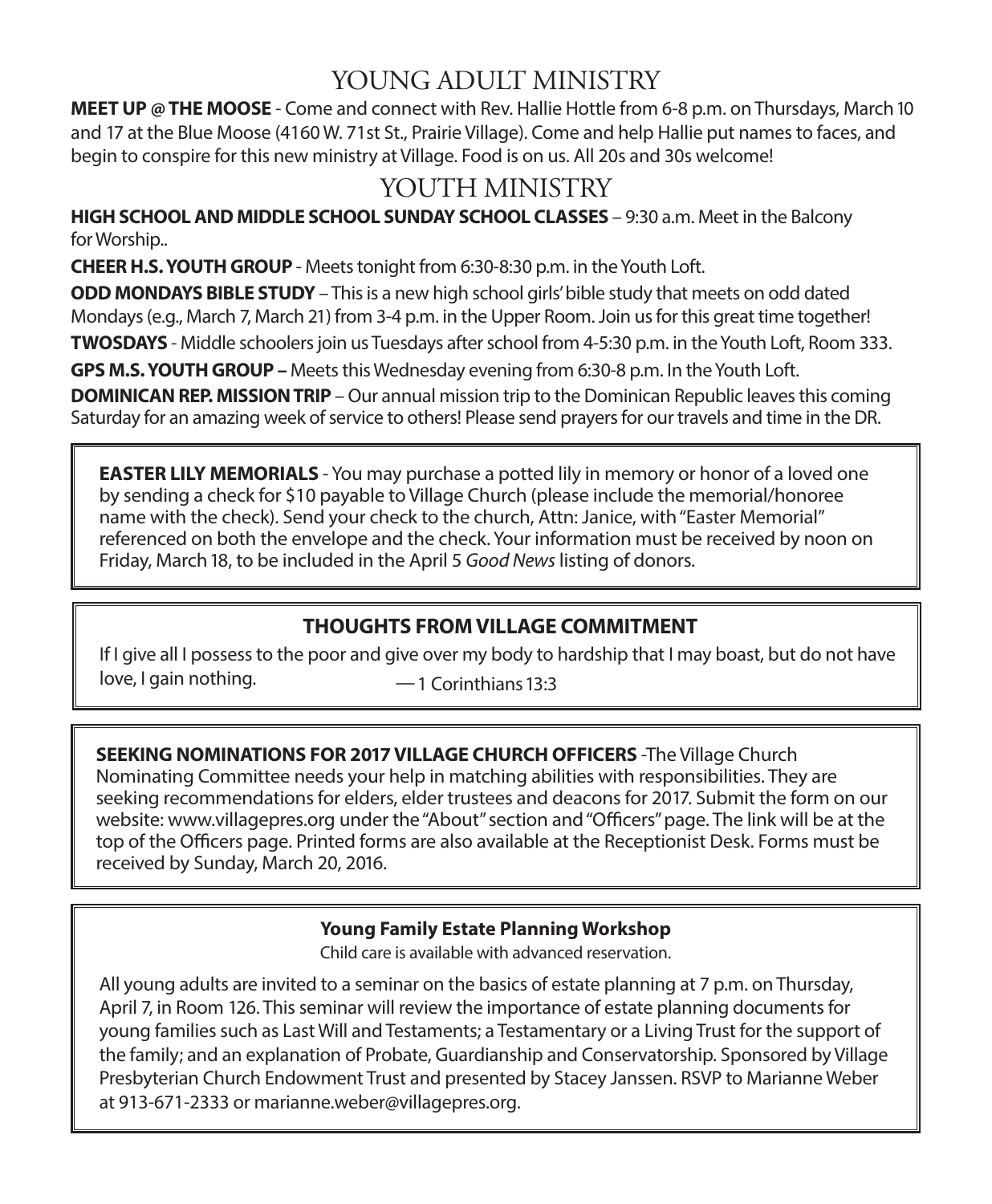## YOUNG ADULT MINISTRY

**MEET UP @ THE MOOSE** - Come and connect with Rev. Hallie Hottle from 6-8 p.m. on Thursdays, March 10 and 17 at the Blue Moose (4160 W. 71st St., Prairie Village). Come and help Hallie put names to faces, and begin to conspire for this new ministry at Village. Food is on us. All 20s and 30s welcome!

## YOUTH MINISTRY

**HIGH SCHOOL AND MIDDLE SCHOOL SUNDAY SCHOOL CLASSES** – 9:30 a.m. Meet in the Balcony for Worship..

**CHEER H.S. YOUTH GROUP** - Meets tonight from 6:30-8:30 p.m. in the Youth Loft.

**ODD MONDAYS BIBLE STUDY** – This is a new high school girls' bible study that meets on odd dated Mondays (e.g., March 7, March 21) from 3-4 p.m. in the Upper Room. Join us for this great time together!

**TWOSDAYS** - Middle schoolers join us Tuesdays after school from 4-5:30 p.m. in the Youth Loft, Room 333.

**GPS M.S. YOUTH GROUP –** Meets this Wednesday evening from 6:30-8 p.m. In the Youth Loft.

**DOMINICAN REP. MISSION TRIP** – Our annual mission trip to the Dominican Republic leaves this coming Saturday for an amazing week of service to others! Please send prayers for our travels and time in the DR.

**EASTER LILY MEMORIALS** - You may purchase a potted lily in memory or honor of a loved one by sending a check for $10 payable to Village Church (please include the memorial/honoree name with the check). Send your check to the church, Attn: Janice, with "Easter Memorial" referenced on both the envelope and the check. Your information must be received by noon on Friday, March 18, to be included in the April 5 *Good News* listing of donors.

**THOUGHTS FROM VILLAGE COMMITMENT**

If I give all I possess to the poor and give over my body to hardship that I may boast, but do not have love, I gain nothing. —1 Corinthians 13:3

**SEEKING NOMINATIONS FOR 2017 VILLAGE CHURCH OFFICERS** -The Village Church Nominating Committee needs your help in matching abilities with responsibilities. They are seeking recommendations for elders, elder trustees and deacons for 2017. Submit the form on our website: www.villagepres.org under the "About" section and "Officers" page. The link will be at the top of the Officers page. Printed forms are also available at the Receptionist Desk. Forms must be received by Sunday, March 20, 2016.

**Young Family Estate Planning Workshop**

Child care is available with advanced reservation.

All young adults are invited to a seminar on the basics of estate planning at 7 p.m. on Thursday, April 7, in Room 126. This seminar will review the importance of estate planning documents for young families such as Last Will and Testaments; a Testamentary or a Living Trust for the support of the family; and an explanation of Probate, Guardianship and Conservatorship. Sponsored by Village Presbyterian Church Endowment Trust and presented by Stacey Janssen. RSVP to Marianne Weber at 913-671-2333 or marianne.weber@villagepres.org.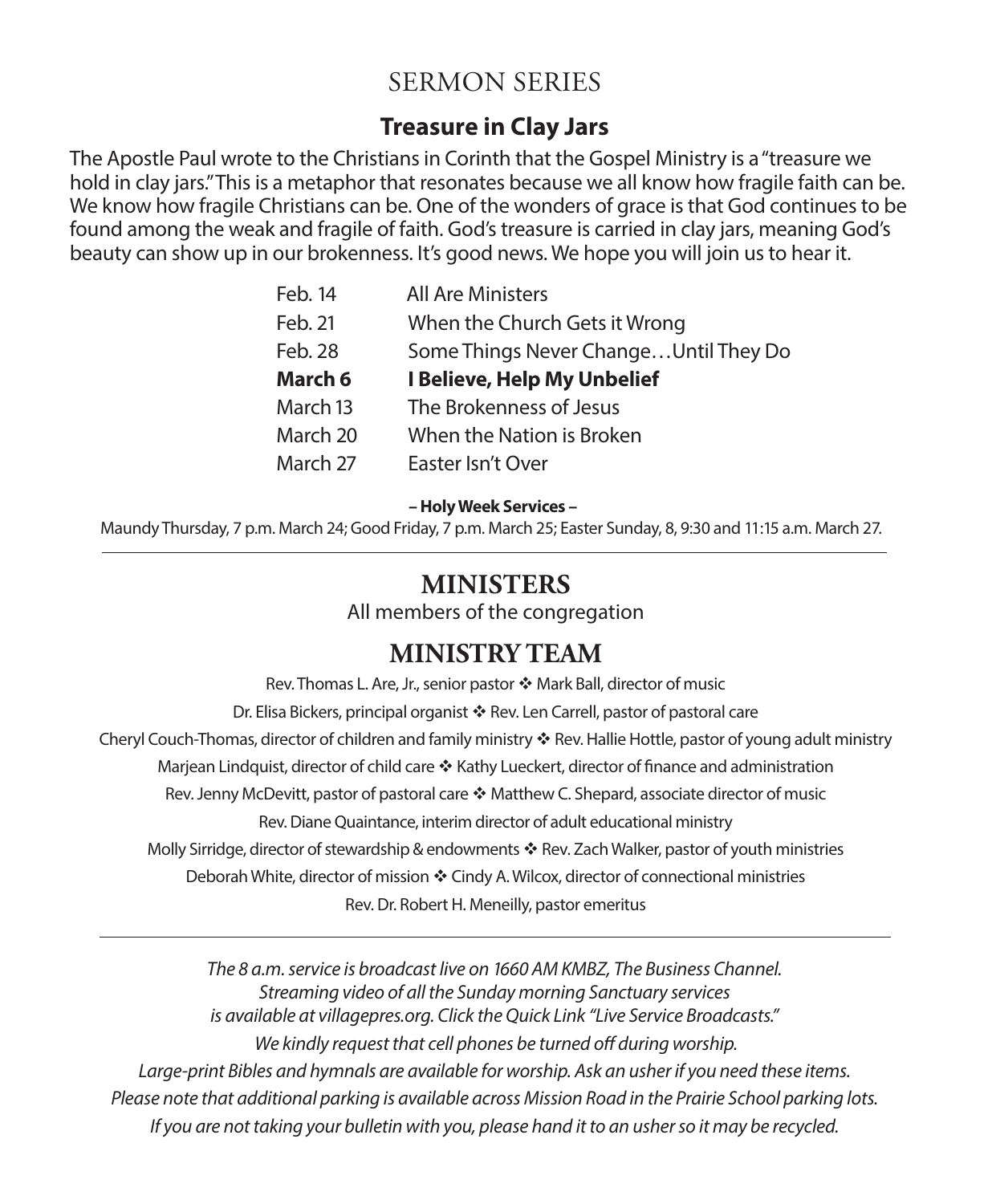## SERMON SERIES

### Treasure in Clay Jars

The Apostle Paul wrote to the Christians in Corinth that the Gospel Ministry is a "treasure we hold in clay jars." This is a metaphor that resonates because we all know how fragile faith can be. We know how fragile Christians can be. One of the wonders of grace is that God continues to be found among the weak and fragile of faith. God's treasure is carried in clay jars, meaning God's beauty can show up in our brokenness. It's good news. We hope you will join us to hear it.

| | |
|---|---|
| Feb. 14 | All Are Ministers |
| Feb. 21 | When the Church Gets it Wrong |
| Feb. 28 | Some Things Never Change…Until They Do |
| **March 6** | **I Believe, Help My Unbelief** |
| March 13 | The Brokenness of Jesus |
| March 20 | When the Nation is Broken |
| March 27 | Easter Isn't Over |

**– Holy Week Services –**

Maundy Thursday, 7 p.m. March 24; Good Friday, 7 p.m. March 25; Easter Sunday, 8, 9:30 and 11:15 a.m. March 27.

---

## MINISTERS

All members of the congregation

## MINISTRY TEAM

Rev. Thomas L. Are, Jr., senior pastor ❖ Mark Ball, director of music

Dr. Elisa Bickers, principal organist ❖ Rev. Len Carrell, pastor of pastoral care

Cheryl Couch-Thomas, director of children and family ministry ❖ Rev. Hallie Hottle, pastor of young adult ministry

Marjean Lindquist, director of child care ❖ Kathy Lueckert, director of finance and administration

Rev. Jenny McDevitt, pastor of pastoral care ❖ Matthew C. Shepard, associate director of music

Rev. Diane Quaintance, interim director of adult educational ministry

Molly Sirridge, director of stewardship & endowments ❖ Rev. Zach Walker, pastor of youth ministries

Deborah White, director of mission ❖ Cindy A. Wilcox, director of connectional ministries

Rev. Dr. Robert H. Meneilly, pastor emeritus

---

*The 8 a.m. service is broadcast live on 1660 AM KMBZ, The Business Channel.*
*Streaming video of all the Sunday morning Sanctuary services*
*is available at villagepres.org. Click the Quick Link "Live Service Broadcasts."*

*We kindly request that cell phones be turned off during worship.*

*Large-print Bibles and hymnals are available for worship. Ask an usher if you need these items.*

*Please note that additional parking is available across Mission Road in the Prairie School parking lots.*

*If you are not taking your bulletin with you, please hand it to an usher so it may be recycled.*